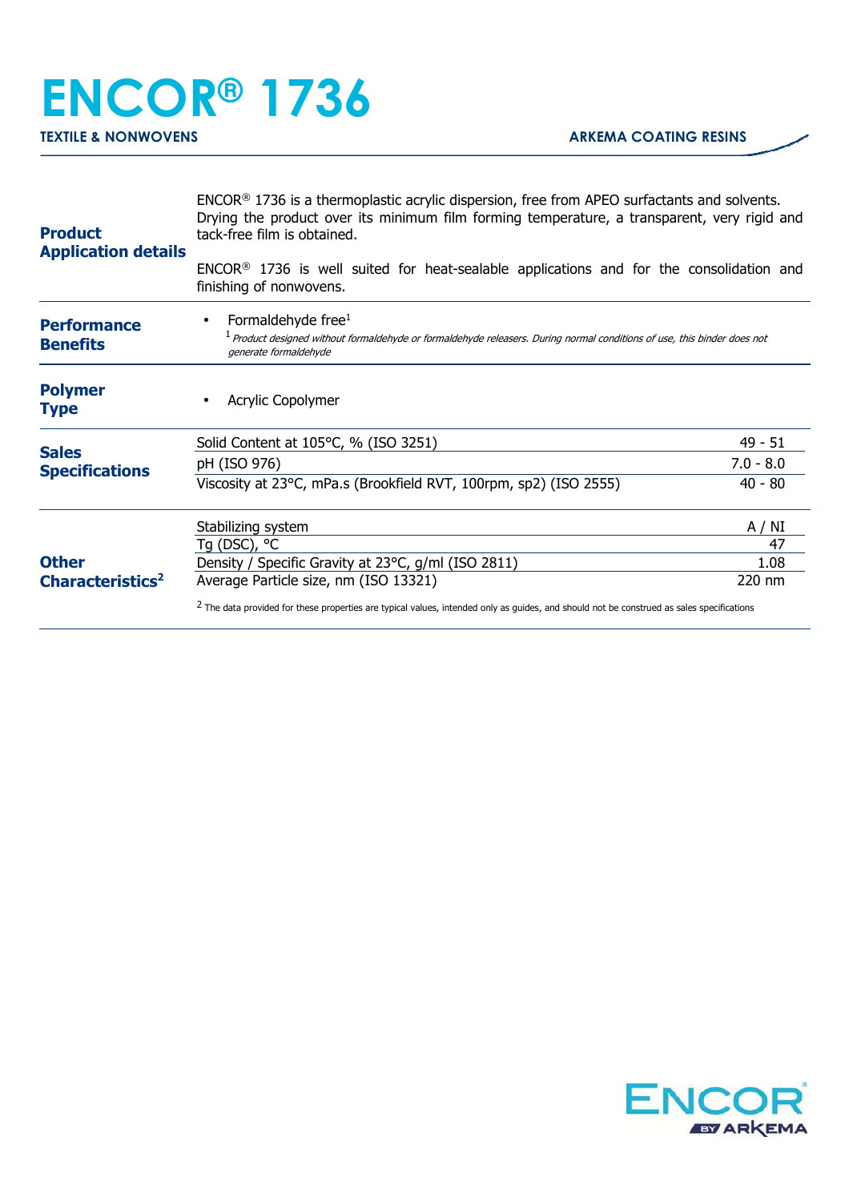# ENCOR® 1736

**TEXTILE & NONWOVENS** **ARKEMA COATING RESINS**

## Product Application details

ENCOR® 1736 is a thermoplastic acrylic dispersion, free from APEO surfactants and solvents. Drying the product over its minimum film forming temperature, a transparent, very rigid and tack-free film is obtained.

ENCOR® 1736 is well suited for heat-sealable applications and for the consolidation and finishing of nonwovens.

## Performance Benefits

- Formaldehyde free[1]

[1] *Product designed without formaldehyde or formaldehyde releasers. During normal conditions of use, this binder does not generate formaldehyde*

## Polymer Type

- Acrylic Copolymer

## Sales Specifications

| Property | Value |
|---|---|
| Solid Content at 105°C, % (ISO 3251) | 49 - 51 |
| pH (ISO 976) | 7.0 - 8.0 |
| Viscosity at 23°C, mPa.s (Brookfield RVT, 100rpm, sp2) (ISO 2555) | 40 - 80 |

## Other Characteristics[2]

| Property | Value |
|---|---|
| Stabilizing system | A / NI |
| Tg (DSC), °C | 47 |
| Density / Specific Gravity at 23°C, g/ml (ISO 2811) | 1.08 |
| Average Particle size, nm (ISO 13321) | 220 nm |

[2] The data provided for these properties are typical values, intended only as guides, and should not be construed as sales specifications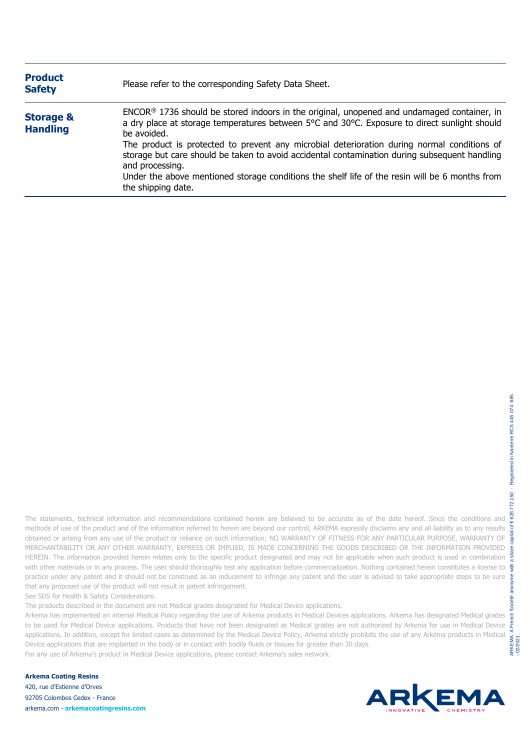| | |
|---|---|
| **Product Safety** | Please refer to the corresponding Safety Data Sheet. |
| **Storage & Handling** | ENCOR® 1736 should be stored indoors in the original, unopened and undamaged container, in a dry place at storage temperatures between 5°C and 30°C. Exposure to direct sunlight should be avoided.<br>The product is protected to prevent any microbial deterioration during normal conditions of storage but care should be taken to avoid accidental contamination during subsequent handling and processing.<br>Under the above mentioned storage conditions the shelf life of the resin will be 6 months from the shipping date. |

The statements, technical information and recommendations contained herein are believed to be accurate as of the date hereof. Since the conditions and methods of use of the product and of the information referred to herein are beyond our control, ARKEMA expressly disclaims any and all liability as to any results obtained or arising from any use of the product or reliance on such information; NO WARRANTY OF FITNESS FOR ANY PARTICULAR PURPOSE, WARRANTY OF MERCHANTABILITY OR ANY OTHER WARRANTY, EXPRESS OR IMPLIED, IS MADE CONCERNING THE GOODS DESCRIBED OR THE INFORMATION PROVIDED HEREIN. The information provided herein relates only to the specific product designated and may not be applicable when such product is used in combination with other materials or in any process. The user should thoroughly test any application before commercialization. Nothing contained herein constitutes a license to practice under any patent and it should not be construed as an inducement to infringe any patent and the user is advised to take appropriate steps to be sure that any proposed use of the product will not result in patent infringement.
See SDS for Health & Safety Considerations.
The products described in the document are not Medical grades designated for Medical Device applications.
Arkema has implemented an internal Medical Policy regarding the use of Arkema products in Medical Devices applications. Arkema has designated Medical grades to be used for Medical Device applications. Products that have not been designated as Medical grades are not authorized by Arkema for use in Medical Device applications. In addition, except for limited cases as determined by the Medical Device Policy, Arkema strictly prohibits the use of any Arkema products in Medical Device applications that are implanted in the body or in contact with bodily fluids or tissues for greater than 30 days.
For any use of Arkema's product in Medical Device applications, please contact Arkema's sales network.

ARKEMA A French Société anonyme with a share capital of € 628.772.150 - Registered in Nanterre RCS 445 074 685 - 02/2021

**Arkema Coating Resins**
420, rue d'Estienne d'Orves
92705 Colombes Cedex - France
arkema.com - **arkemacoatingresins.com**